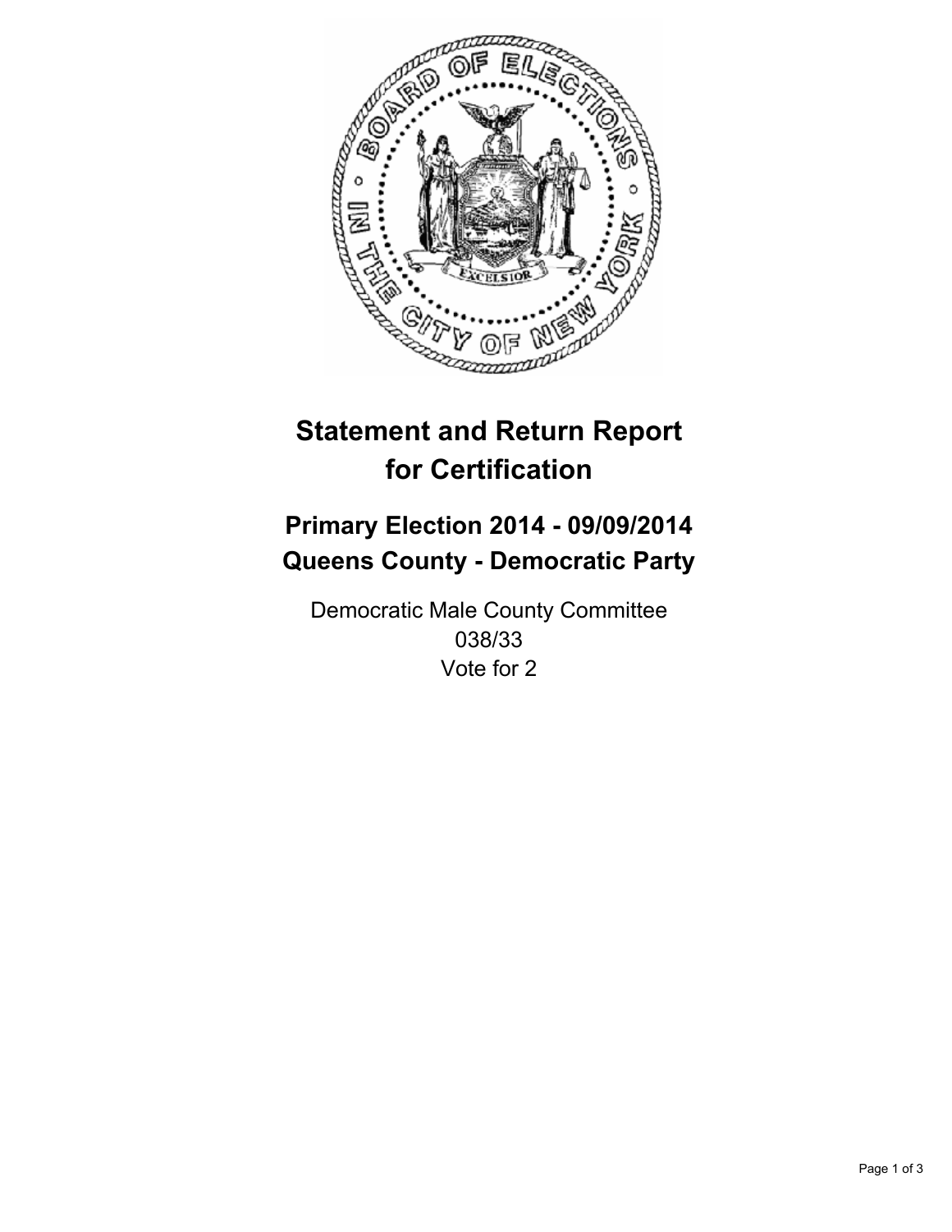# Statement and Return Report for Certification

## Primary Election 2014 - 09/09/2014
## Queens County - Democratic Party

Democratic Male County Committee
038/33
Vote for 2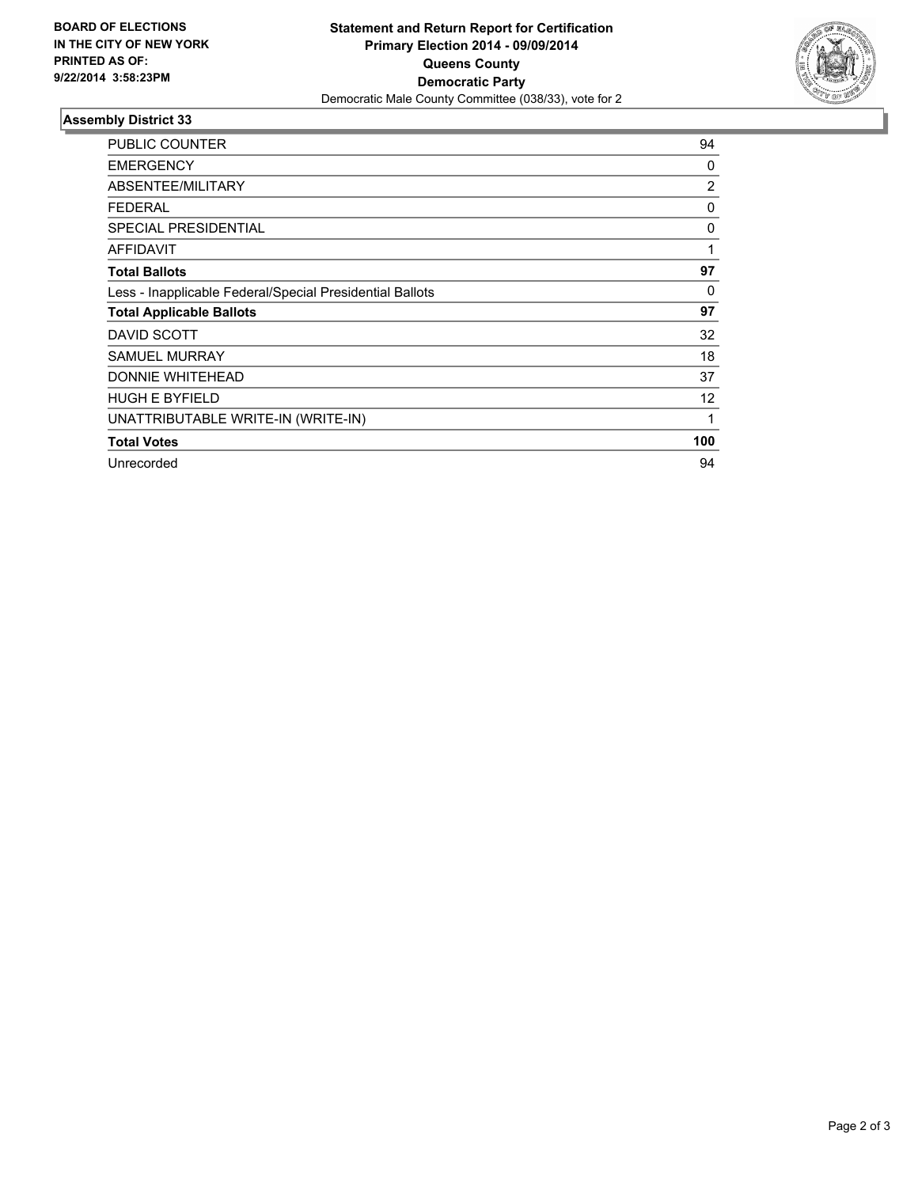BOARD OF ELECTIONS
IN THE CITY OF NEW YORK
PRINTED AS OF:
9/22/2014 3:58:23PM

**Statement and Return Report for Certification**
**Primary Election 2014 - 09/09/2014**
**Queens County**
**Democratic Party**
Democratic Male County Committee (038/33), vote for 2

## Assembly District 33

| | |
|---|---|
| PUBLIC COUNTER | 94 |
| EMERGENCY | 0 |
| ABSENTEE/MILITARY | 2 |
| FEDERAL | 0 |
| SPECIAL PRESIDENTIAL | 0 |
| AFFIDAVIT | 1 |
| **Total Ballots** | **97** |
| Less - Inapplicable Federal/Special Presidential Ballots | 0 |
| **Total Applicable Ballots** | **97** |
| DAVID SCOTT | 32 |
| SAMUEL MURRAY | 18 |
| DONNIE WHITEHEAD | 37 |
| HUGH E BYFIELD | 12 |
| UNATTRIBUTABLE WRITE-IN (WRITE-IN) | 1 |
| **Total Votes** | **100** |
| Unrecorded | 94 |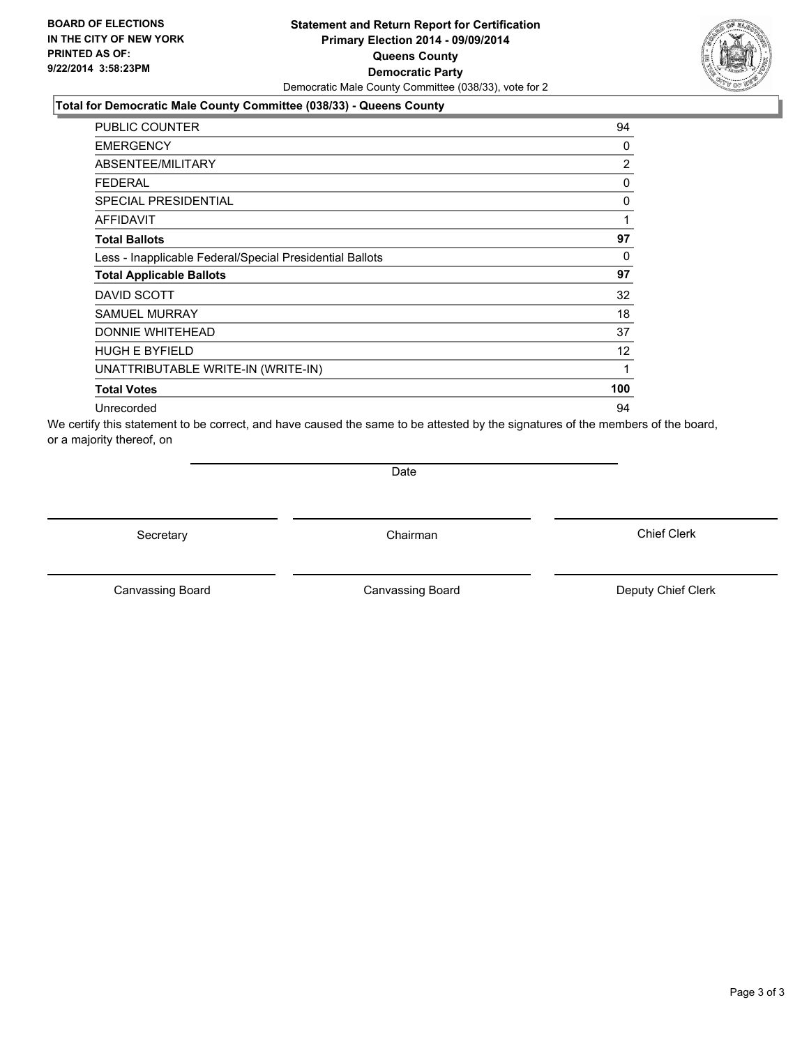**BOARD OF ELECTIONS IN THE CITY OF NEW YORK PRINTED AS OF: 9/22/2014 3:58:23PM**

**Statement and Return Report for Certification**
**Primary Election 2014 - 09/09/2014**
**Queens County**
**Democratic Party**
Democratic Male County Committee (038/33), vote for 2

**Total for Democratic Male County Committee (038/33) - Queens County**

| | |
|---|---|
| PUBLIC COUNTER | 94 |
| EMERGENCY | 0 |
| ABSENTEE/MILITARY | 2 |
| FEDERAL | 0 |
| SPECIAL PRESIDENTIAL | 0 |
| AFFIDAVIT | 1 |
| **Total Ballots** | **97** |
| Less - Inapplicable Federal/Special Presidential Ballots | 0 |
| **Total Applicable Ballots** | **97** |
| DAVID SCOTT | 32 |
| SAMUEL MURRAY | 18 |
| DONNIE WHITEHEAD | 37 |
| HUGH E BYFIELD | 12 |
| UNATTRIBUTABLE WRITE-IN (WRITE-IN) | 1 |
| **Total Votes** | **100** |
| Unrecorded | 94 |

We certify this statement to be correct, and have caused the same to be attested by the signatures of the members of the board, or a majority thereof, on

Date

Secretary

Chairman

Chief Clerk

Canvassing Board

Canvassing Board

Deputy Chief Clerk